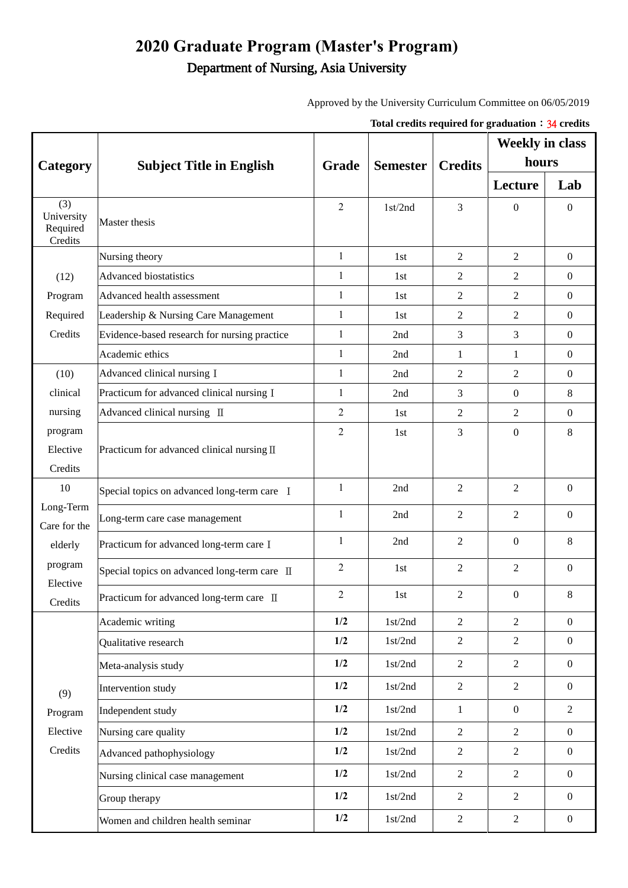# 2020 Graduate Program (Master's Program)

## Department of Nursing, Asia University

Approved by the University Curriculum Committee on 06/05/2019

**Total credits required for graduation：34 credits**

| Category | Subject Title in English | Grade | Semester | Credits | Weekly in class hours | |
|---|---|---|---|---|---|---|
| | | | | | Lecture | Lab |
| (3) University Required Credits | Master thesis | 2 | 1st/2nd | 3 | 0 | 0 |
| (12) Program Required Credits | Nursing theory | 1 | 1st | 2 | 2 | 0 |
| | Advanced biostatistics | 1 | 1st | 2 | 2 | 0 |
| | Advanced health assessment | 1 | 1st | 2 | 2 | 0 |
| | Leadership & Nursing Care Management | 1 | 1st | 2 | 2 | 0 |
| | Evidence-based research for nursing practice | 1 | 2nd | 3 | 3 | 0 |
| | Academic ethics | 1 | 2nd | 1 | 1 | 0 |
| (10) clinical nursing program Elective Credits | Advanced clinical nursing Ⅰ | 1 | 2nd | 2 | 2 | 0 |
| | Practicum for advanced clinical nursing Ⅰ | 1 | 2nd | 3 | 0 | 8 |
| | Advanced clinical nursing Ⅱ | 2 | 1st | 2 | 2 | 0 |
| | Practicum for advanced clinical nursing Ⅱ | 2 | 1st | 3 | 0 | 8 |
| 10 Long-Term Care for the elderly program Elective Credits | Special topics on advanced long-term care Ⅰ | 1 | 2nd | 2 | 2 | 0 |
| | Long-term care case management | 1 | 2nd | 2 | 2 | 0 |
| | Practicum for advanced long-term care Ⅰ | 1 | 2nd | 2 | 0 | 8 |
| | Special topics on advanced long-term care Ⅱ | 2 | 1st | 2 | 2 | 0 |
| | Practicum for advanced long-term care Ⅱ | 2 | 1st | 2 | 0 | 8 |
| (9) Program Elective Credits | Academic writing | **1/2** | 1st/2nd | 2 | 2 | 0 |
| | Qualitative research | **1/2** | 1st/2nd | 2 | 2 | 0 |
| | Meta-analysis study | **1/2** | 1st/2nd | 2 | 2 | 0 |
| | Intervention study | **1/2** | 1st/2nd | 2 | 2 | 0 |
| | Independent study | **1/2** | 1st/2nd | 1 | 0 | 2 |
| | Nursing care quality | **1/2** | 1st/2nd | 2 | 2 | 0 |
| | Advanced pathophysiology | **1/2** | 1st/2nd | 2 | 2 | 0 |
| | Nursing clinical case management | **1/2** | 1st/2nd | 2 | 2 | 0 |
| | Group therapy | **1/2** | 1st/2nd | 2 | 2 | 0 |
| | Women and children health seminar | **1/2** | 1st/2nd | 2 | 2 | 0 |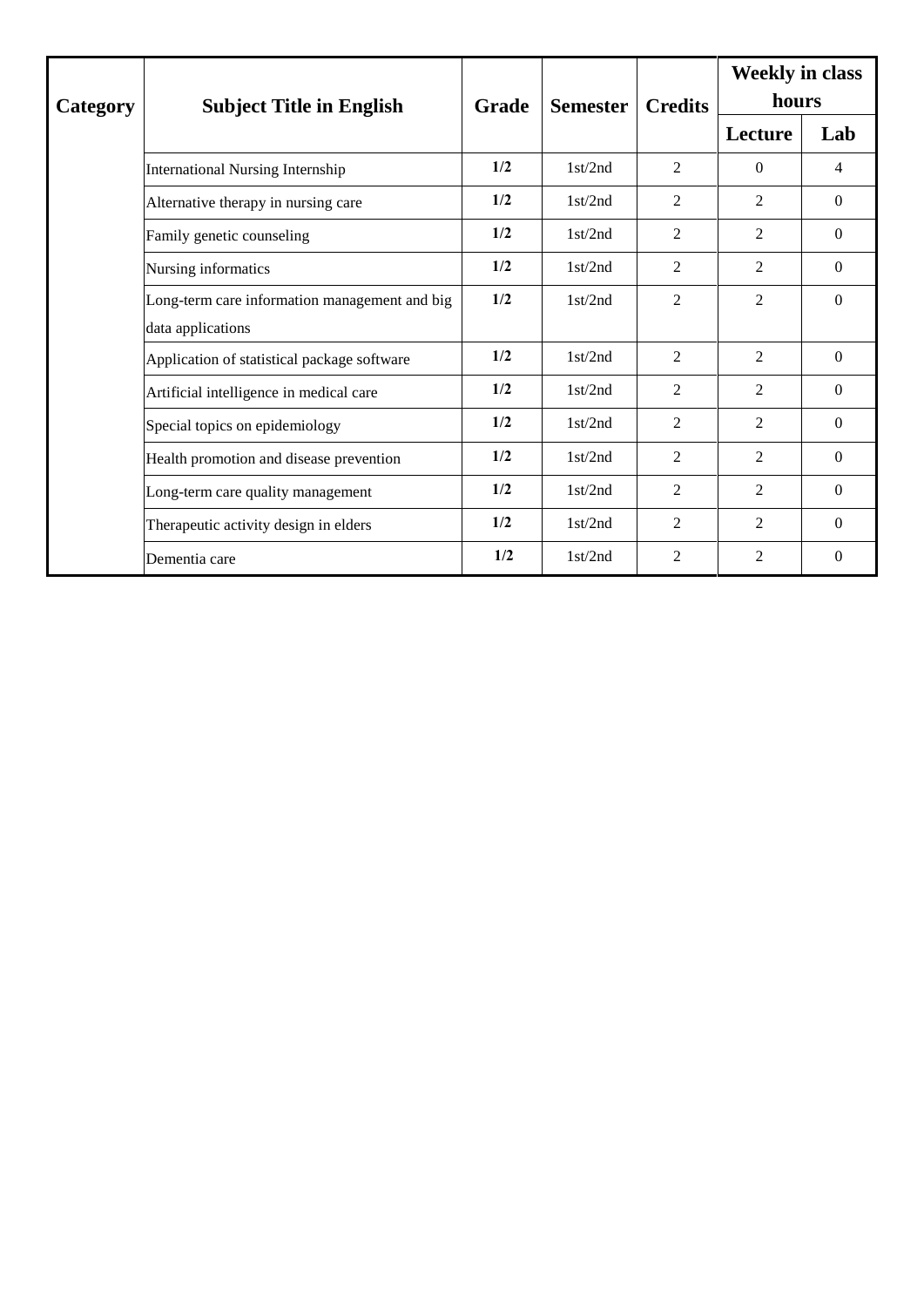| Category | Subject Title in English | Grade | Semester | Credits | Weekly in class hours | |
|---|---|---|---|---|---|---|
| | | | | | Lecture | Lab |
| | International Nursing Internship | 1/2 | 1st/2nd | 2 | 0 | 4 |
| | Alternative therapy in nursing care | 1/2 | 1st/2nd | 2 | 2 | 0 |
| | Family genetic counseling | 1/2 | 1st/2nd | 2 | 2 | 0 |
| | Nursing informatics | 1/2 | 1st/2nd | 2 | 2 | 0 |
| | Long-term care information management and big data applications | 1/2 | 1st/2nd | 2 | 2 | 0 |
| | Application of statistical package software | 1/2 | 1st/2nd | 2 | 2 | 0 |
| | Artificial intelligence in medical care | 1/2 | 1st/2nd | 2 | 2 | 0 |
| | Special topics on epidemiology | 1/2 | 1st/2nd | 2 | 2 | 0 |
| | Health promotion and disease prevention | 1/2 | 1st/2nd | 2 | 2 | 0 |
| | Long-term care quality management | 1/2 | 1st/2nd | 2 | 2 | 0 |
| | Therapeutic activity design in elders | 1/2 | 1st/2nd | 2 | 2 | 0 |
| | Dementia care | 1/2 | 1st/2nd | 2 | 2 | 0 |